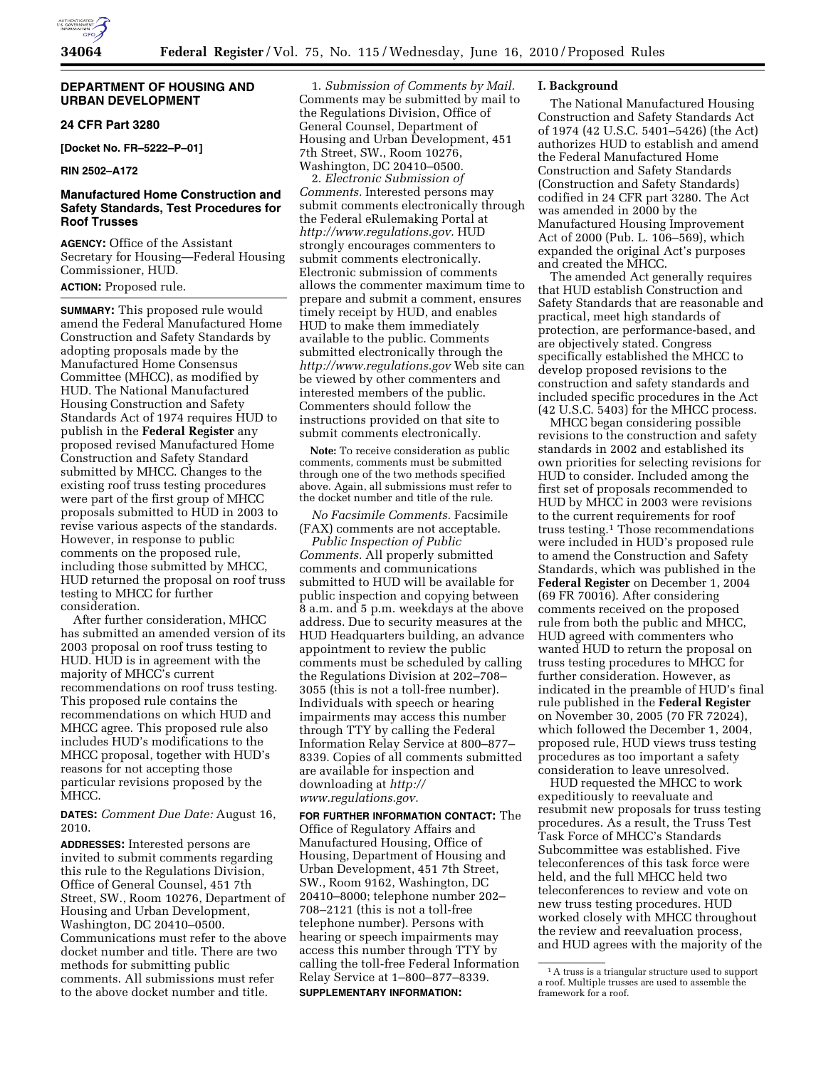**DEPARTMENT OF HOUSING AND URBAN DEVELOPMENT**

**24 CFR Part 3280**

**[Docket No. FR–5222–P–01]**

**RIN 2502–A172**

## Manufactured Home Construction and Safety Standards, Test Procedures for Roof Trusses

**AGENCY:** Office of the Assistant Secretary for Housing—Federal Housing Commissioner, HUD.

**ACTION:** Proposed rule.

**SUMMARY:** This proposed rule would amend the Federal Manufactured Home Construction and Safety Standards by adopting proposals made by the Manufactured Home Consensus Committee (MHCC), as modified by HUD. The National Manufactured Housing Construction and Safety Standards Act of 1974 requires HUD to publish in the **Federal Register** any proposed revised Manufactured Home Construction and Safety Standard submitted by MHCC. Changes to the existing roof truss testing procedures were part of the first group of MHCC proposals submitted to HUD in 2003 to revise various aspects of the standards. However, in response to public comments on the proposed rule, including those submitted by MHCC, HUD returned the proposal on roof truss testing to MHCC for further consideration.

After further consideration, MHCC has submitted an amended version of its 2003 proposal on roof truss testing to HUD. HUD is in agreement with the majority of MHCC's current recommendations on roof truss testing. This proposed rule contains the recommendations on which HUD and MHCC agree. This proposed rule also includes HUD's modifications to the MHCC proposal, together with HUD's reasons for not accepting those particular revisions proposed by the MHCC.

**DATES:** *Comment Due Date:* August 16, 2010.

**ADDRESSES:** Interested persons are invited to submit comments regarding this rule to the Regulations Division, Office of General Counsel, 451 7th Street, SW., Room 10276, Department of Housing and Urban Development, Washington, DC 20410–0500. Communications must refer to the above docket number and title. There are two methods for submitting public comments. All submissions must refer to the above docket number and title.

1. *Submission of Comments by Mail.* Comments may be submitted by mail to the Regulations Division, Office of General Counsel, Department of Housing and Urban Development, 451 7th Street, SW., Room 10276, Washington, DC 20410–0500.

2. *Electronic Submission of Comments.* Interested persons may submit comments electronically through the Federal eRulemaking Portal at *http://www.regulations.gov*. HUD strongly encourages commenters to submit comments electronically. Electronic submission of comments allows the commenter maximum time to prepare and submit a comment, ensures timely receipt by HUD, and enables HUD to make them immediately available to the public. Comments submitted electronically through the *http://www.regulations.gov* Web site can be viewed by other commenters and interested members of the public. Commenters should follow the instructions provided on that site to submit comments electronically.

**Note:** To receive consideration as public comments, comments must be submitted through one of the two methods specified above. Again, all submissions must refer to the docket number and title of the rule.

*No Facsimile Comments.* Facsimile (FAX) comments are not acceptable.

*Public Inspection of Public Comments.* All properly submitted comments and communications submitted to HUD will be available for public inspection and copying between 8 a.m. and 5 p.m. weekdays at the above address. Due to security measures at the HUD Headquarters building, an advance appointment to review the public comments must be scheduled by calling the Regulations Division at 202–708–3055 (this is not a toll-free number). Individuals with speech or hearing impairments may access this number through TTY by calling the Federal Information Relay Service at 800–877–8339. Copies of all comments submitted are available for inspection and downloading at *http://www.regulations.gov*.

**FOR FURTHER INFORMATION CONTACT:** The Office of Regulatory Affairs and Manufactured Housing, Office of Housing, Department of Housing and Urban Development, 451 7th Street, SW., Room 9162, Washington, DC 20410–8000; telephone number 202–708–2121 (this is not a toll-free telephone number). Persons with hearing or speech impairments may access this number through TTY by calling the toll-free Federal Information Relay Service at 1–800–877–8339.

**SUPPLEMENTARY INFORMATION:**

### I. Background

The National Manufactured Housing Construction and Safety Standards Act of 1974 (42 U.S.C. 5401–5426) (the Act) authorizes HUD to establish and amend the Federal Manufactured Home Construction and Safety Standards (Construction and Safety Standards) codified in 24 CFR part 3280. The Act was amended in 2000 by the Manufactured Housing Improvement Act of 2000 (Pub. L. 106–569), which expanded the original Act's purposes and created the MHCC.

The amended Act generally requires that HUD establish Construction and Safety Standards that are reasonable and practical, meet high standards of protection, are performance-based, and are objectively stated. Congress specifically established the MHCC to develop proposed revisions to the construction and safety standards and included specific procedures in the Act (42 U.S.C. 5403) for the MHCC process.

MHCC began considering possible revisions to the construction and safety standards in 2002 and established its own priorities for selecting revisions for HUD to consider. Included among the first set of proposals recommended to HUD by MHCC in 2003 were revisions to the current requirements for roof truss testing.[1] Those recommendations were included in HUD's proposed rule to amend the Construction and Safety Standards, which was published in the **Federal Register** on December 1, 2004 (69 FR 70016). After considering comments received on the proposed rule from both the public and MHCC, HUD agreed with commenters who wanted HUD to return the proposal on truss testing procedures to MHCC for further consideration. However, as indicated in the preamble of HUD's final rule published in the **Federal Register** on November 30, 2005 (70 FR 72024), which followed the December 1, 2004, proposed rule, HUD views truss testing procedures as too important a safety consideration to leave unresolved.

HUD requested the MHCC to work expeditiously to reevaluate and resubmit new proposals for truss testing procedures. As a result, the Truss Test Task Force of MHCC's Standards Subcommittee was established. Five teleconferences of this task force were held, and the full MHCC held two teleconferences to review and vote on new truss testing procedures. HUD worked closely with MHCC throughout the review and reevaluation process, and HUD agrees with the majority of the

[1] A truss is a triangular structure used to support a roof. Multiple trusses are used to assemble the framework for a roof.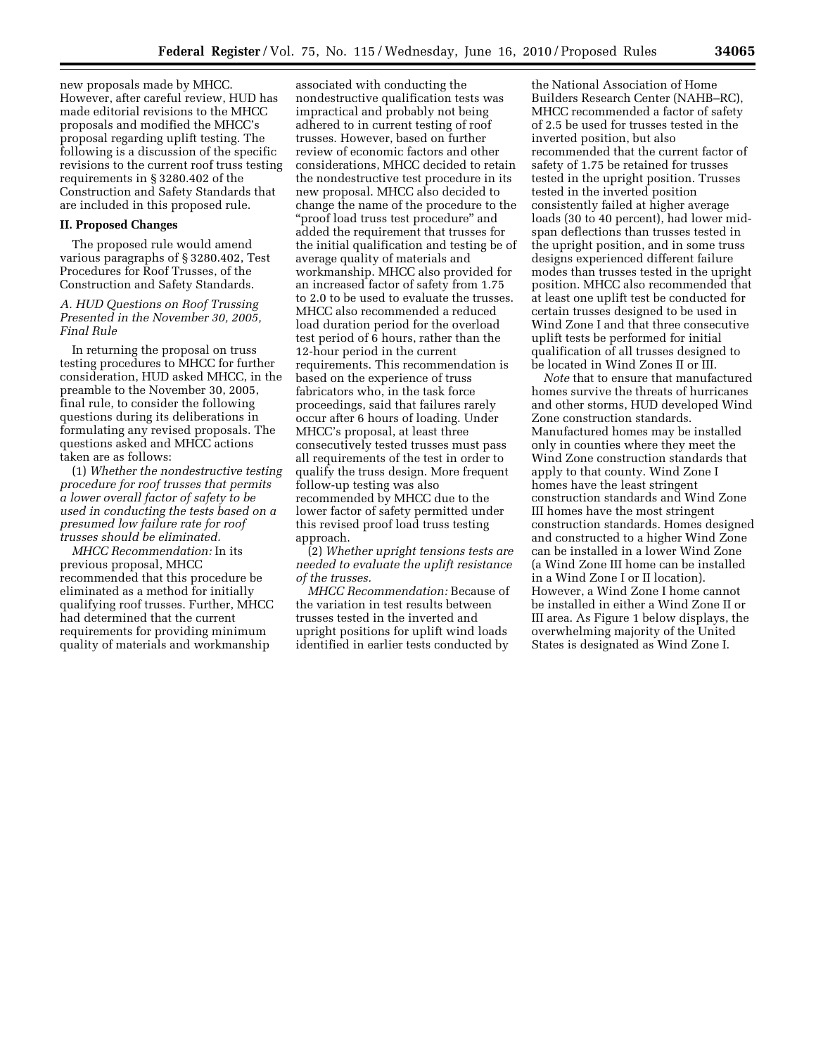new proposals made by MHCC. However, after careful review, HUD has made editorial revisions to the MHCC proposals and modified the MHCC's proposal regarding uplift testing. The following is a discussion of the specific revisions to the current roof truss testing requirements in § 3280.402 of the Construction and Safety Standards that are included in this proposed rule.

## II. Proposed Changes

The proposed rule would amend various paragraphs of § 3280.402, Test Procedures for Roof Trusses, of the Construction and Safety Standards.

### *A. HUD Questions on Roof Trussing Presented in the November 30, 2005, Final Rule*

In returning the proposal on truss testing procedures to MHCC for further consideration, HUD asked MHCC, in the preamble to the November 30, 2005, final rule, to consider the following questions during its deliberations in formulating any revised proposals. The questions asked and MHCC actions taken are as follows:

(1) *Whether the nondestructive testing procedure for roof trusses that permits a lower overall factor of safety to be used in conducting the tests based on a presumed low failure rate for roof trusses should be eliminated.*

*MHCC Recommendation:* In its previous proposal, MHCC recommended that this procedure be eliminated as a method for initially qualifying roof trusses. Further, MHCC had determined that the current requirements for providing minimum quality of materials and workmanship associated with conducting the nondestructive qualification tests was impractical and probably not being adhered to in current testing of roof trusses. However, based on further review of economic factors and other considerations, MHCC decided to retain the nondestructive test procedure in its new proposal. MHCC also decided to change the name of the procedure to the "proof load truss test procedure" and added the requirement that trusses for the initial qualification and testing be of average quality of materials and workmanship. MHCC also provided for an increased factor of safety from 1.75 to 2.0 to be used to evaluate the trusses. MHCC also recommended a reduced load duration period for the overload test period of 6 hours, rather than the 12-hour period in the current requirements. This recommendation is based on the experience of truss fabricators who, in the task force proceedings, said that failures rarely occur after 6 hours of loading. Under MHCC's proposal, at least three consecutively tested trusses must pass all requirements of the test in order to qualify the truss design. More frequent follow-up testing was also recommended by MHCC due to the lower factor of safety permitted under this revised proof load truss testing approach.

(2) *Whether upright tensions tests are needed to evaluate the uplift resistance of the trusses.*

*MHCC Recommendation:* Because of the variation in test results between trusses tested in the inverted and upright positions for uplift wind loads identified in earlier tests conducted by the National Association of Home Builders Research Center (NAHB–RC), MHCC recommended a factor of safety of 2.5 be used for trusses tested in the inverted position, but also recommended that the current factor of safety of 1.75 be retained for trusses tested in the upright position. Trusses tested in the inverted position consistently failed at higher average loads (30 to 40 percent), had lower mid-span deflections than trusses tested in the upright position, and in some truss designs experienced different failure modes than trusses tested in the upright position. MHCC also recommended that at least one uplift test be conducted for certain trusses designed to be used in Wind Zone I and that three consecutive uplift tests be performed for initial qualification of all trusses designed to be located in Wind Zones II or III.

*Note* that to ensure that manufactured homes survive the threats of hurricanes and other storms, HUD developed Wind Zone construction standards. Manufactured homes may be installed only in counties where they meet the Wind Zone construction standards that apply to that county. Wind Zone I homes have the least stringent construction standards and Wind Zone III homes have the most stringent construction standards. Homes designed and constructed to a higher Wind Zone can be installed in a lower Wind Zone (a Wind Zone III home can be installed in a Wind Zone I or II location). However, a Wind Zone I home cannot be installed in either a Wind Zone II or III area. As Figure 1 below displays, the overwhelming majority of the United States is designated as Wind Zone I.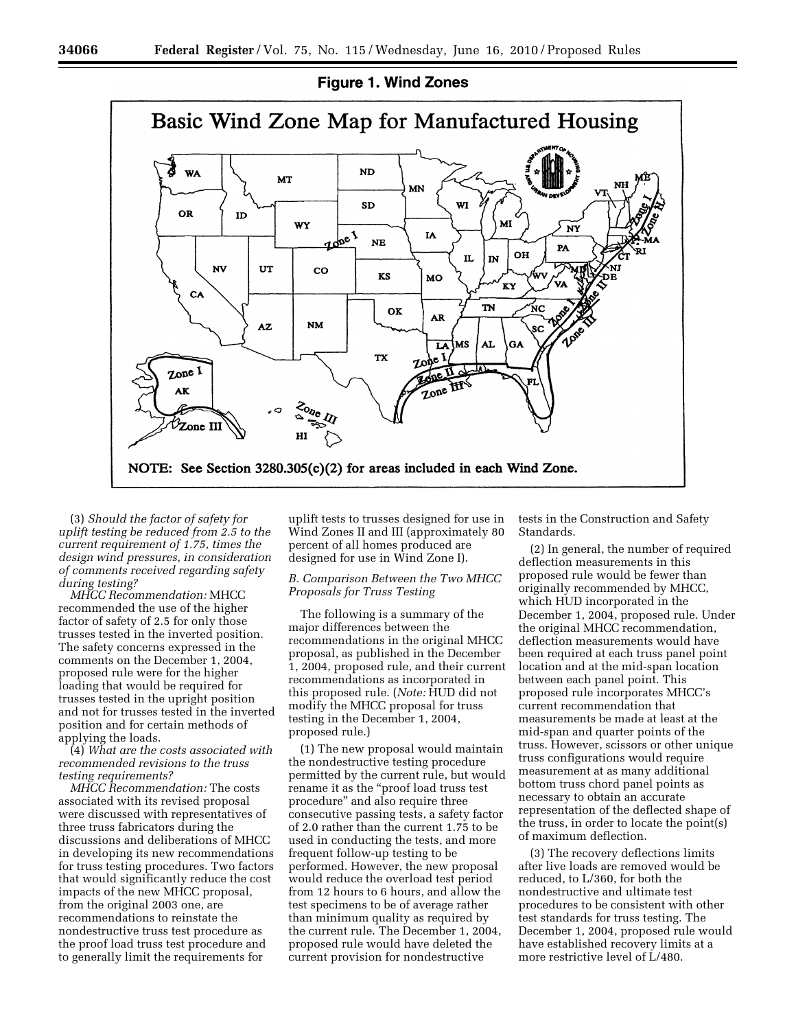**Figure 1. Wind Zones**

Basic Wind Zone Map for Manufactured Housing

NOTE: See Section 3280.305(c)(2) for areas included in each Wind Zone.

(3) *Should the factor of safety for uplift testing be reduced from 2.5 to the current requirement of 1.75, times the design wind pressures, in consideration of comments received regarding safety during testing?*

*MHCC Recommendation:* MHCC recommended the use of the higher factor of safety of 2.5 for only those trusses tested in the inverted position. The safety concerns expressed in the comments on the December 1, 2004, proposed rule were for the higher loading that would be required for trusses tested in the upright position and not for trusses tested in the inverted position and for certain methods of applying the loads.

(4) *What are the costs associated with recommended revisions to the truss testing requirements?*

*MHCC Recommendation:* The costs associated with its revised proposal were discussed with representatives of three truss fabricators during the discussions and deliberations of MHCC in developing its new recommendations for truss testing procedures. Two factors that would significantly reduce the cost impacts of the new MHCC proposal, from the original 2003 one, are recommendations to reinstate the nondestructive truss test procedure as the proof load truss test procedure and to generally limit the requirements for uplift tests to trusses designed for use in Wind Zones II and III (approximately 80 percent of all homes produced are designed for use in Wind Zone I).

*B. Comparison Between the Two MHCC Proposals for Truss Testing*

The following is a summary of the major differences between the recommendations in the original MHCC proposal, as published in the December 1, 2004, proposed rule, and their current recommendations as incorporated in this proposed rule. (*Note:* HUD did not modify the MHCC proposal for truss testing in the December 1, 2004, proposed rule.)

(1) The new proposal would maintain the nondestructive testing procedure permitted by the current rule, but would rename it as the "proof load truss test procedure" and also require three consecutive passing tests, a safety factor of 2.0 rather than the current 1.75 to be used in conducting the tests, and more frequent follow-up testing to be performed. However, the new proposal would reduce the overload test period from 12 hours to 6 hours, and allow the test specimens to be of average rather than minimum quality as required by the current rule. The December 1, 2004, proposed rule would have deleted the current provision for nondestructive tests in the Construction and Safety Standards.

(2) In general, the number of required deflection measurements in this proposed rule would be fewer than originally recommended by MHCC, which HUD incorporated in the December 1, 2004, proposed rule. Under the original MHCC recommendation, deflection measurements would have been required at each truss panel point location and at the mid-span location between each panel point. This proposed rule incorporates MHCC's current recommendation that measurements be made at least at the mid-span and quarter points of the truss. However, scissors or other unique truss configurations would require measurement at as many additional bottom truss chord panel points as necessary to obtain an accurate representation of the deflected shape of the truss, in order to locate the point(s) of maximum deflection.

(3) The recovery deflections limits after live loads are removed would be reduced, to L/360, for both the nondestructive and ultimate test procedures to be consistent with other test standards for truss testing. The December 1, 2004, proposed rule would have established recovery limits at a more restrictive level of L/480.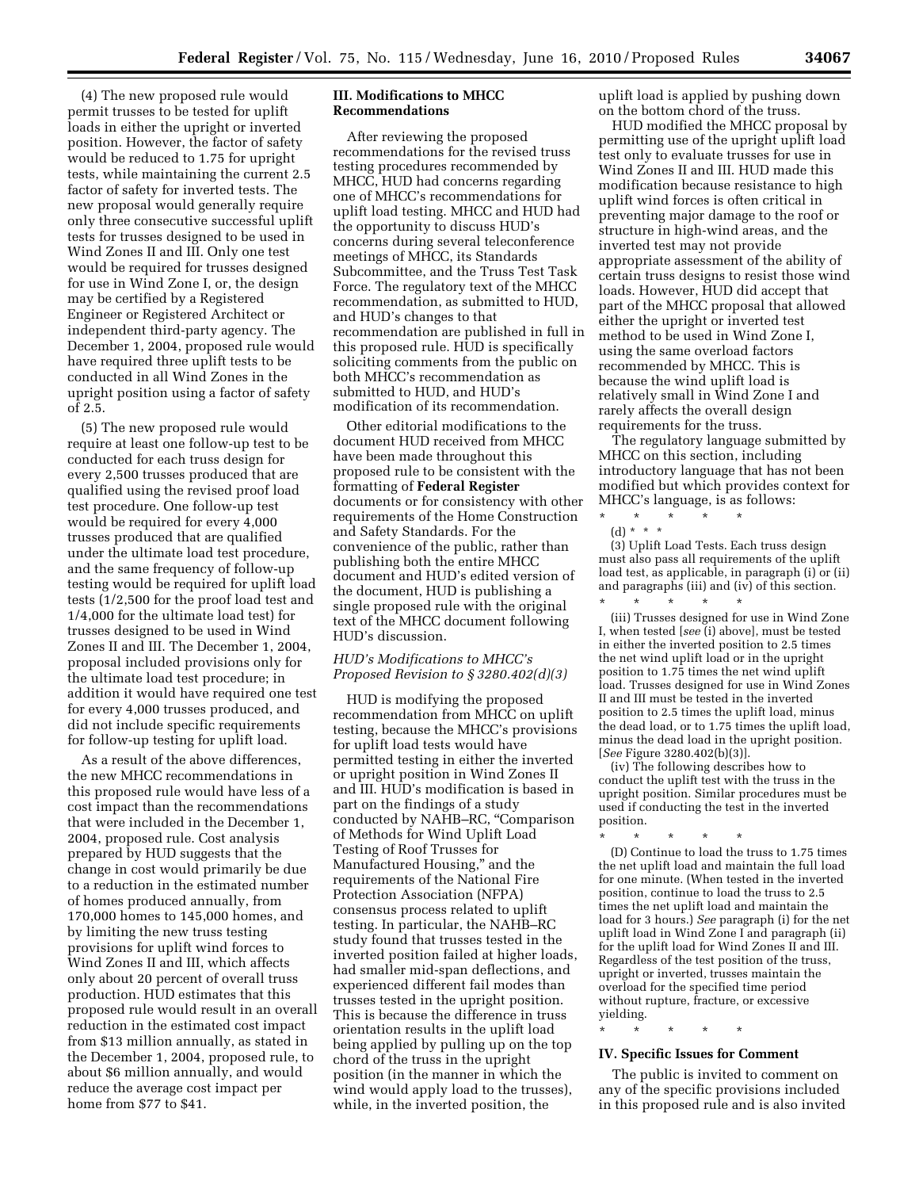(4) The new proposed rule would permit trusses to be tested for uplift loads in either the upright or inverted position. However, the factor of safety would be reduced to 1.75 for upright tests, while maintaining the current 2.5 factor of safety for inverted tests. The new proposal would generally require only three consecutive successful uplift tests for trusses designed to be used in Wind Zones II and III. Only one test would be required for trusses designed for use in Wind Zone I, or, the design may be certified by a Registered Engineer or Registered Architect or independent third-party agency. The December 1, 2004, proposed rule would have required three uplift tests to be conducted in all Wind Zones in the upright position using a factor of safety of 2.5.

(5) The new proposed rule would require at least one follow-up test to be conducted for each truss design for every 2,500 trusses produced that are qualified using the revised proof load test procedure. One follow-up test would be required for every 4,000 trusses produced that are qualified under the ultimate load test procedure, and the same frequency of follow-up testing would be required for uplift load tests (1/2,500 for the proof load test and 1/4,000 for the ultimate load test) for trusses designed to be used in Wind Zones II and III. The December 1, 2004, proposal included provisions only for the ultimate load test procedure; in addition it would have required one test for every 4,000 trusses produced, and did not include specific requirements for follow-up testing for uplift load.

As a result of the above differences, the new MHCC recommendations in this proposed rule would have less of a cost impact than the recommendations that were included in the December 1, 2004, proposed rule. Cost analysis prepared by HUD suggests that the change in cost would primarily be due to a reduction in the estimated number of homes produced annually, from 170,000 homes to 145,000 homes, and by limiting the new truss testing provisions for uplift wind forces to Wind Zones II and III, which affects only about 20 percent of overall truss production. HUD estimates that this proposed rule would result in an overall reduction in the estimated cost impact from $13 million annually, as stated in the December 1, 2004, proposed rule, to about $6 million annually, and would reduce the average cost impact per home from $77 to $41.

## III. Modifications to MHCC Recommendations

After reviewing the proposed recommendations for the revised truss testing procedures recommended by MHCC, HUD had concerns regarding one of MHCC's recommendations for uplift load testing. MHCC and HUD had the opportunity to discuss HUD's concerns during several teleconference meetings of MHCC, its Standards Subcommittee, and the Truss Test Task Force. The regulatory text of the MHCC recommendation, as submitted to HUD, and HUD's changes to that recommendation are published in full in this proposed rule. HUD is specifically soliciting comments from the public on both MHCC's recommendation as submitted to HUD, and HUD's modification of its recommendation.

Other editorial modifications to the document HUD received from MHCC have been made throughout this proposed rule to be consistent with the formatting of **Federal Register** documents or for consistency with other requirements of the Home Construction and Safety Standards. For the convenience of the public, rather than publishing both the entire MHCC document and HUD's edited version of the document, HUD is publishing a single proposed rule with the original text of the MHCC document following HUD's discussion.

### *HUD's Modifications to MHCC's Proposed Revision to § 3280.402(d)(3)*

HUD is modifying the proposed recommendation from MHCC on uplift testing, because the MHCC's provisions for uplift load tests would have permitted testing in either the inverted or upright position in Wind Zones II and III. HUD's modification is based in part on the findings of a study conducted by NAHB–RC, "Comparison of Methods for Wind Uplift Load Testing of Roof Trusses for Manufactured Housing," and the requirements of the National Fire Protection Association (NFPA) consensus process related to uplift testing. In particular, the NAHB–RC study found that trusses tested in the inverted position failed at higher loads, had smaller mid-span deflections, and experienced different fail modes than trusses tested in the upright position. This is because the difference in truss orientation results in the uplift load being applied by pulling up on the top chord of the truss in the upright position (in the manner in which the wind would apply load to the trusses), while, in the inverted position, the uplift load is applied by pushing down on the bottom chord of the truss.

HUD modified the MHCC proposal by permitting use of the upright uplift load test only to evaluate trusses for use in Wind Zones II and III. HUD made this modification because resistance to high uplift wind forces is often critical in preventing major damage to the roof or structure in high-wind areas, and the inverted test may not provide appropriate assessment of the ability of certain truss designs to resist those wind loads. However, HUD did accept that part of the MHCC proposal that allowed either the upright or inverted test method to be used in Wind Zone I, using the same overload factors recommended by MHCC. This is because the wind uplift load is relatively small in Wind Zone I and rarely affects the overall design requirements for the truss.

The regulatory language submitted by MHCC on this section, including introductory language that has not been modified but which provides context for MHCC's language, is as follows:

\* \* \* \* \*

(d) \* \* \*

(3) Uplift Load Tests. Each truss design must also pass all requirements of the uplift load test, as applicable, in paragraph (i) or (ii) and paragraphs (iii) and (iv) of this section.

\* \* \* \* \*

(iii) Trusses designed for use in Wind Zone I, when tested [*see* (i) above], must be tested in either the inverted position to 2.5 times the net wind uplift load or in the upright position to 1.75 times the net wind uplift load. Trusses designed for use in Wind Zones II and III must be tested in the inverted position to 2.5 times the uplift load, minus the dead load, or to 1.75 times the uplift load, minus the dead load in the upright position. [*See* Figure 3280.402(b)(3)].

(iv) The following describes how to conduct the uplift test with the truss in the upright position. Similar procedures must be used if conducting the test in the inverted position.

\* \* \* \* \*

(D) Continue to load the truss to 1.75 times the net uplift load and maintain the full load for one minute. (When tested in the inverted position, continue to load the truss to 2.5 times the net uplift load and maintain the load for 3 hours.) *See* paragraph (i) for the net uplift load in Wind Zone I and paragraph (ii) for the uplift load for Wind Zones II and III. Regardless of the test position of the truss, upright or inverted, trusses maintain the overload for the specified time period without rupture, fracture, or excessive yielding.

\* \* \* \* \*

## IV. Specific Issues for Comment

The public is invited to comment on any of the specific provisions included in this proposed rule and is also invited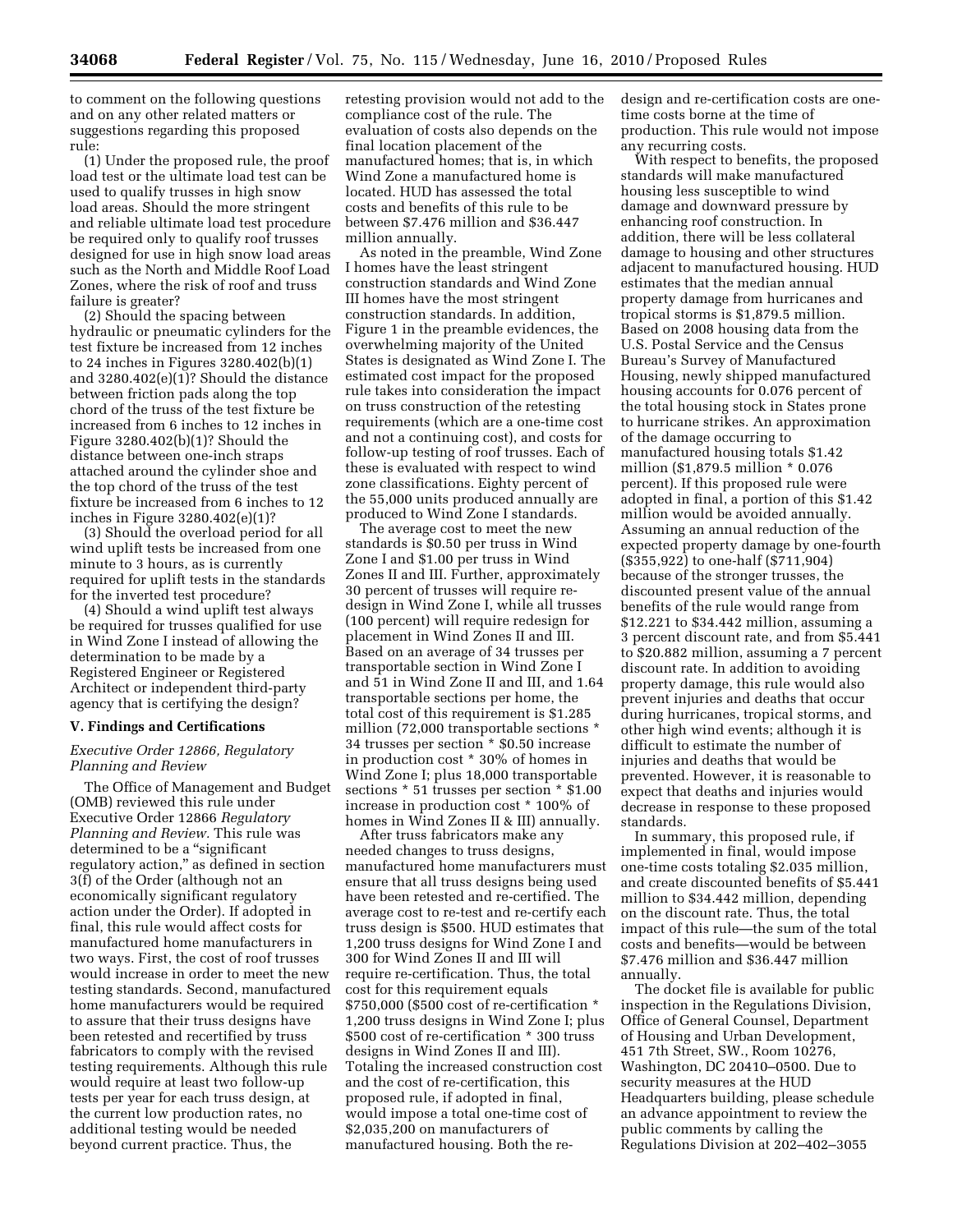to comment on the following questions and on any other related matters or suggestions regarding this proposed rule:

(1) Under the proposed rule, the proof load test or the ultimate load test can be used to qualify trusses in high snow load areas. Should the more stringent and reliable ultimate load test procedure be required only to qualify roof trusses designed for use in high snow load areas such as the North and Middle Roof Load Zones, where the risk of roof and truss failure is greater?

(2) Should the spacing between hydraulic or pneumatic cylinders for the test fixture be increased from 12 inches to 24 inches in Figures 3280.402(b)(1) and 3280.402(e)(1)? Should the distance between friction pads along the top chord of the truss of the test fixture be increased from 6 inches to 12 inches in Figure 3280.402(b)(1)? Should the distance between one-inch straps attached around the cylinder shoe and the top chord of the truss of the test fixture be increased from 6 inches to 12 inches in Figure 3280.402(e)(1)?

(3) Should the overload period for all wind uplift tests be increased from one minute to 3 hours, as is currently required for uplift tests in the standards for the inverted test procedure?

(4) Should a wind uplift test always be required for trusses qualified for use in Wind Zone I instead of allowing the determination to be made by a Registered Engineer or Registered Architect or independent third-party agency that is certifying the design?

## V. Findings and Certifications

### *Executive Order 12866, Regulatory Planning and Review*

The Office of Management and Budget (OMB) reviewed this rule under Executive Order 12866 *Regulatory Planning and Review.* This rule was determined to be a "significant regulatory action," as defined in section 3(f) of the Order (although not an economically significant regulatory action under the Order). If adopted in final, this rule would affect costs for manufactured home manufacturers in two ways. First, the cost of roof trusses would increase in order to meet the new testing standards. Second, manufactured home manufacturers would be required to assure that their truss designs have been retested and recertified by truss fabricators to comply with the revised testing requirements. Although this rule would require at least two follow-up tests per year for each truss design, at the current low production rates, no additional testing would be needed beyond current practice. Thus, the retesting provision would not add to the compliance cost of the rule. The evaluation of costs also depends on the final location placement of the manufactured homes; that is, in which Wind Zone a manufactured home is located. HUD has assessed the total costs and benefits of this rule to be between $7.476 million and $36.447 million annually.

As noted in the preamble, Wind Zone I homes have the least stringent construction standards and Wind Zone III homes have the most stringent construction standards. In addition, Figure 1 in the preamble evidences, the overwhelming majority of the United States is designated as Wind Zone I. The estimated cost impact for the proposed rule takes into consideration the impact on truss construction of the retesting requirements (which are a one-time cost and not a continuing cost), and costs for follow-up testing of roof trusses. Each of these is evaluated with respect to wind zone classifications. Eighty percent of the 55,000 units produced annually are produced to Wind Zone I standards.

The average cost to meet the new standards is $0.50 per truss in Wind Zone I and $1.00 per truss in Wind Zones II and III. Further, approximately 30 percent of trusses will require re-design in Wind Zone I, while all trusses (100 percent) will require redesign for placement in Wind Zones II and III. Based on an average of 34 trusses per transportable section in Wind Zone I and 51 in Wind Zone II and III, and 1.64 transportable sections per home, the total cost of this requirement is $1.285 million (72,000 transportable sections * 34 trusses per section * $0.50 increase in production cost * 30% of homes in Wind Zone I; plus 18,000 transportable sections * 51 trusses per section * $1.00 increase in production cost * 100% of homes in Wind Zones II & III) annually.

After truss fabricators make any needed changes to truss designs, manufactured home manufacturers must ensure that all truss designs being used have been retested and re-certified. The average cost to re-test and re-certify each truss design is $500. HUD estimates that 1,200 truss designs for Wind Zone I and 300 for Wind Zones II and III will require re-certification. Thus, the total cost for this requirement equals $750,000 ($500 cost of re-certification * 1,200 truss designs in Wind Zone I; plus $500 cost of re-certification * 300 truss designs in Wind Zones II and III). Totaling the increased construction cost and the cost of re-certification, this proposed rule, if adopted in final, would impose a total one-time cost of $2,035,200 on manufacturers of manufactured housing. Both the re-design and re-certification costs are one-time costs borne at the time of production. This rule would not impose any recurring costs.

With respect to benefits, the proposed standards will make manufactured housing less susceptible to wind damage and downward pressure by enhancing roof construction. In addition, there will be less collateral damage to housing and other structures adjacent to manufactured housing. HUD estimates that the median annual property damage from hurricanes and tropical storms is $1,879.5 million. Based on 2008 housing data from the U.S. Postal Service and the Census Bureau's Survey of Manufactured Housing, newly shipped manufactured housing accounts for 0.076 percent of the total housing stock in States prone to hurricane strikes. An approximation of the damage occurring to manufactured housing totals $1.42 million ($1,879.5 million * 0.076 percent). If this proposed rule were adopted in final, a portion of this $1.42 million would be avoided annually. Assuming an annual reduction of the expected property damage by one-fourth ($355,922) to one-half ($711,904) because of the stronger trusses, the discounted present value of the annual benefits of the rule would range from $12.221 to $34.442 million, assuming a 3 percent discount rate, and from $5.441 to $20.882 million, assuming a 7 percent discount rate. In addition to avoiding property damage, this rule would also prevent injuries and deaths that occur during hurricanes, tropical storms, and other high wind events; although it is difficult to estimate the number of injuries and deaths that would be prevented. However, it is reasonable to expect that deaths and injuries would decrease in response to these proposed standards.

In summary, this proposed rule, if implemented in final, would impose one-time costs totaling $2.035 million, and create discounted benefits of $5.441 million to $34.442 million, depending on the discount rate. Thus, the total impact of this rule—the sum of the total costs and benefits—would be between $7.476 million and $36.447 million annually.

The docket file is available for public inspection in the Regulations Division, Office of General Counsel, Department of Housing and Urban Development, 451 7th Street, SW., Room 10276, Washington, DC 20410–0500. Due to security measures at the HUD Headquarters building, please schedule an advance appointment to review the public comments by calling the Regulations Division at 202–402–3055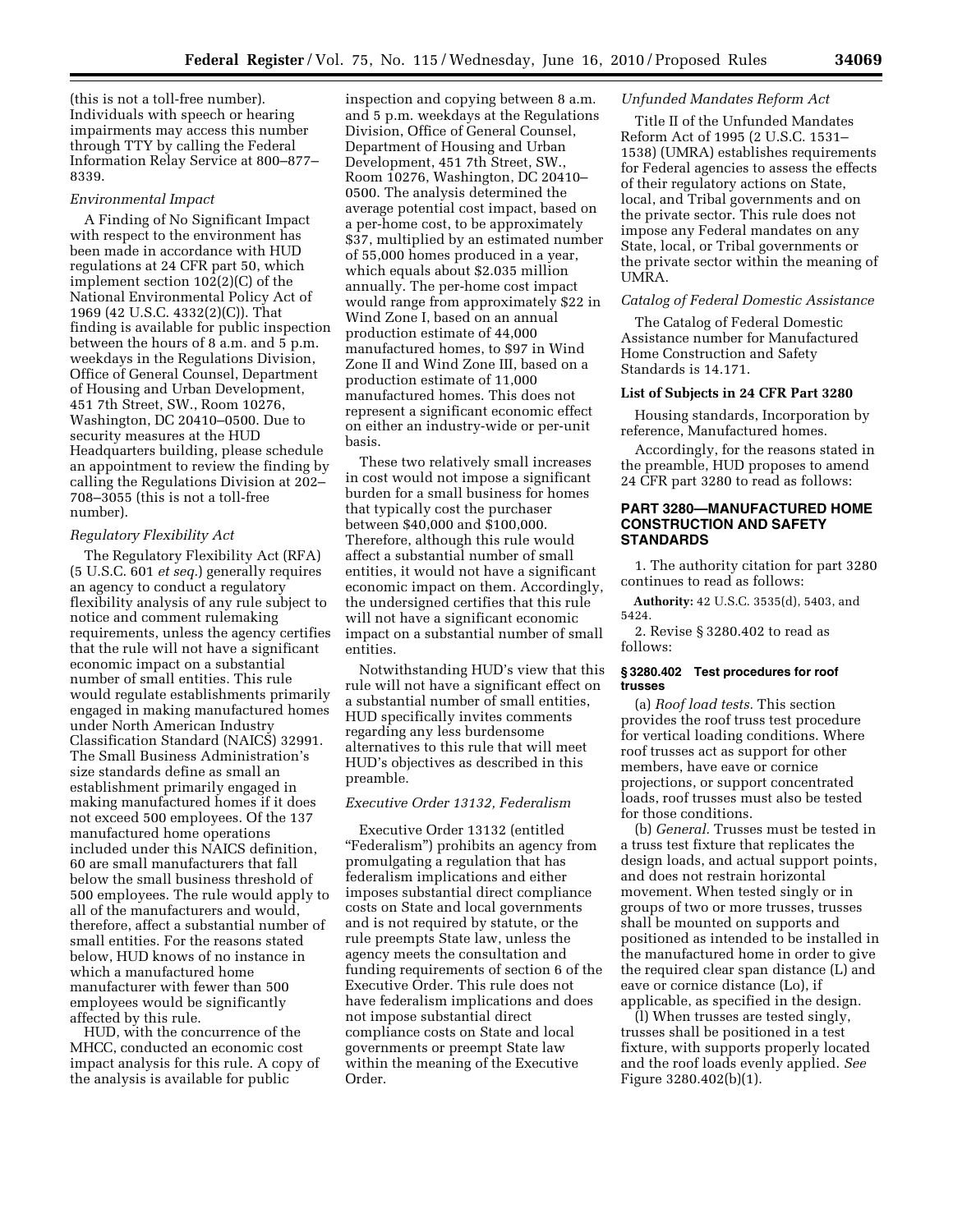(this is not a toll-free number). Individuals with speech or hearing impairments may access this number through TTY by calling the Federal Information Relay Service at 800–877–8339.

*Environmental Impact*

A Finding of No Significant Impact with respect to the environment has been made in accordance with HUD regulations at 24 CFR part 50, which implement section 102(2)(C) of the National Environmental Policy Act of 1969 (42 U.S.C. 4332(2)(C)). That finding is available for public inspection between the hours of 8 a.m. and 5 p.m. weekdays in the Regulations Division, Office of General Counsel, Department of Housing and Urban Development, 451 7th Street, SW., Room 10276, Washington, DC 20410–0500. Due to security measures at the HUD Headquarters building, please schedule an appointment to review the finding by calling the Regulations Division at 202–708–3055 (this is not a toll-free number).

*Regulatory Flexibility Act*

The Regulatory Flexibility Act (RFA) (5 U.S.C. 601 *et seq.*) generally requires an agency to conduct a regulatory flexibility analysis of any rule subject to notice and comment rulemaking requirements, unless the agency certifies that the rule will not have a significant economic impact on a substantial number of small entities. This rule would regulate establishments primarily engaged in making manufactured homes under North American Industry Classification Standard (NAICS) 32991. The Small Business Administration's size standards define as small an establishment primarily engaged in making manufactured homes if it does not exceed 500 employees. Of the 137 manufactured home operations included under this NAICS definition, 60 are small manufacturers that fall below the small business threshold of 500 employees. The rule would apply to all of the manufacturers and would, therefore, affect a substantial number of small entities. For the reasons stated below, HUD knows of no instance in which a manufactured home manufacturer with fewer than 500 employees would be significantly affected by this rule.

HUD, with the concurrence of the MHCC, conducted an economic cost impact analysis for this rule. A copy of the analysis is available for public inspection and copying between 8 a.m. and 5 p.m. weekdays at the Regulations Division, Office of General Counsel, Department of Housing and Urban Development, 451 7th Street, SW., Room 10276, Washington, DC 20410–0500. The analysis determined the average potential cost impact, based on a per-home cost, to be approximately $37, multiplied by an estimated number of 55,000 homes produced in a year, which equals about $2.035 million annually. The per-home cost impact would range from approximately $22 in Wind Zone I, based on an annual production estimate of 44,000 manufactured homes, to $97 in Wind Zone II and Wind Zone III, based on a production estimate of 11,000 manufactured homes. This does not represent a significant economic effect on either an industry-wide or per-unit basis.

These two relatively small increases in cost would not impose a significant burden for a small business for homes that typically cost the purchaser between $40,000 and $100,000. Therefore, although this rule would affect a substantial number of small entities, it would not have a significant economic impact on them. Accordingly, the undersigned certifies that this rule will not have a significant economic impact on a substantial number of small entities.

Notwithstanding HUD's view that this rule will not have a significant effect on a substantial number of small entities, HUD specifically invites comments regarding any less burdensome alternatives to this rule that will meet HUD's objectives as described in this preamble.

*Executive Order 13132, Federalism*

Executive Order 13132 (entitled "Federalism") prohibits an agency from promulgating a regulation that has federalism implications and either imposes substantial direct compliance costs on State and local governments and is not required by statute, or the rule preempts State law, unless the agency meets the consultation and funding requirements of section 6 of the Executive Order. This rule does not have federalism implications and does not impose substantial direct compliance costs on State and local governments or preempt State law within the meaning of the Executive Order.

*Unfunded Mandates Reform Act*

Title II of the Unfunded Mandates Reform Act of 1995 (2 U.S.C. 1531–1538) (UMRA) establishes requirements for Federal agencies to assess the effects of their regulatory actions on State, local, and Tribal governments and on the private sector. This rule does not impose any Federal mandates on any State, local, or Tribal governments or the private sector within the meaning of UMRA.

*Catalog of Federal Domestic Assistance*

The Catalog of Federal Domestic Assistance number for Manufactured Home Construction and Safety Standards is 14.171.

**List of Subjects in 24 CFR Part 3280**

Housing standards, Incorporation by reference, Manufactured homes.

Accordingly, for the reasons stated in the preamble, HUD proposes to amend 24 CFR part 3280 to read as follows:

## PART 3280—MANUFACTURED HOME CONSTRUCTION AND SAFETY STANDARDS

1. The authority citation for part 3280 continues to read as follows:

**Authority:** 42 U.S.C. 3535(d), 5403, and 5424.

2. Revise § 3280.402 to read as follows:

**§ 3280.402 Test procedures for roof trusses**

(a) *Roof load tests.* This section provides the roof truss test procedure for vertical loading conditions. Where roof trusses act as support for other members, have eave or cornice projections, or support concentrated loads, roof trusses must also be tested for those conditions.

(b) *General.* Trusses must be tested in a truss test fixture that replicates the design loads, and actual support points, and does not restrain horizontal movement. When tested singly or in groups of two or more trusses, trusses shall be mounted on supports and positioned as intended to be installed in the manufactured home in order to give the required clear span distance (L) and eave or cornice distance (Lo), if applicable, as specified in the design.

(l) When trusses are tested singly, trusses shall be positioned in a test fixture, with supports properly located and the roof loads evenly applied. *See* Figure 3280.402(b)(1).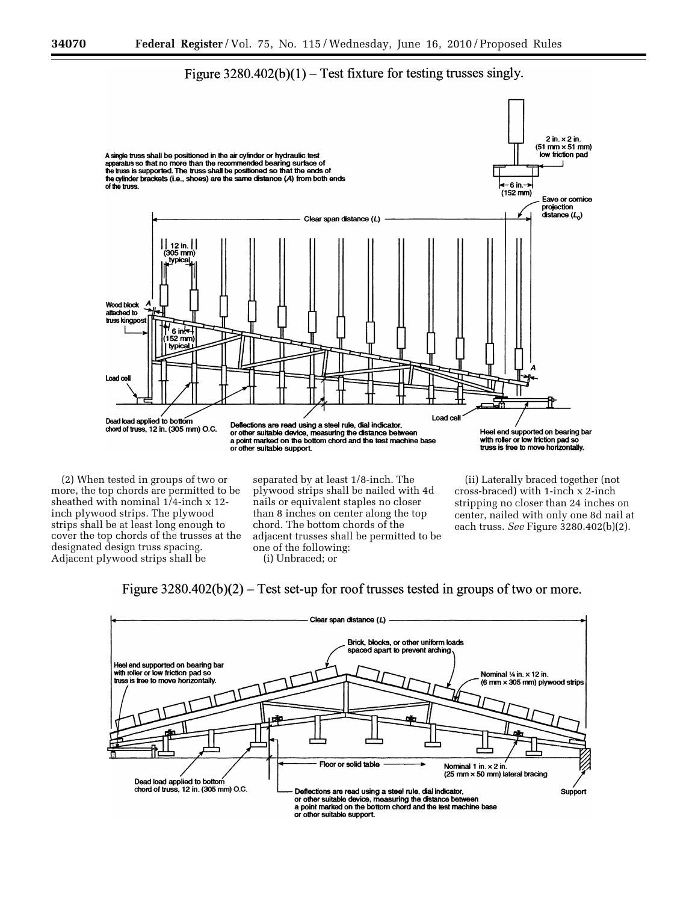Figure 3280.402(b)(1) – Test fixture for testing trusses singly.

A single truss shall be positioned in the air cylinder or hydraulic test apparatus so that no more than the recommended bearing surface of the truss is supported. The truss shall be positioned so that the ends of the cylinder brackets (i.e., shoes) are the same distance (*A*) from both ends of the truss.

(2) When tested in groups of two or more, the top chords are permitted to be sheathed with nominal 1/4-inch x 12-inch plywood strips. The plywood strips shall be at least long enough to cover the top chords of the trusses at the designated design truss spacing. Adjacent plywood strips shall be separated by at least 1/8-inch. The plywood strips shall be nailed with 4d nails or equivalent staples no closer than 8 inches on center along the top chord. The bottom chords of the adjacent trusses shall be permitted to be one of the following:

(i) Unbraced; or

(ii) Laterally braced together (not cross-braced) with 1-inch x 2-inch stripping no closer than 24 inches on center, nailed with only one 8d nail at each truss. *See* Figure 3280.402(b)(2).

Figure 3280.402(b)(2) – Test set-up for roof trusses tested in groups of two or more.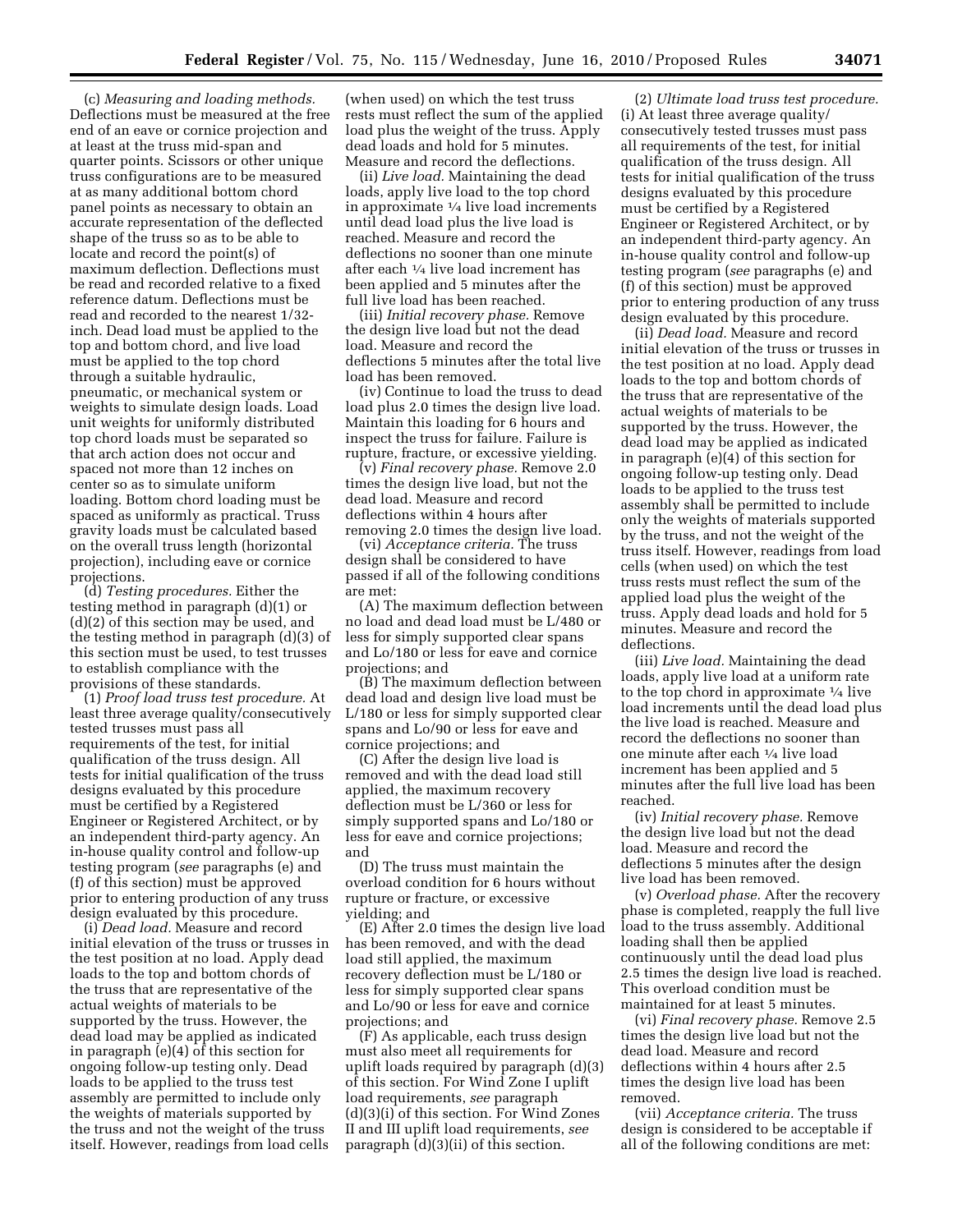(c) *Measuring and loading methods.* Deflections must be measured at the free end of an eave or cornice projection and at least at the truss mid-span and quarter points. Scissors or other unique truss configurations are to be measured at as many additional bottom chord panel points as necessary to obtain an accurate representation of the deflected shape of the truss so as to be able to locate and record the point(s) of maximum deflection. Deflections must be read and recorded relative to a fixed reference datum. Deflections must be read and recorded to the nearest 1/32-inch. Dead load must be applied to the top and bottom chord, and live load must be applied to the top chord through a suitable hydraulic, pneumatic, or mechanical system or weights to simulate design loads. Load unit weights for uniformly distributed top chord loads must be separated so that arch action does not occur and spaced not more than 12 inches on center so as to simulate uniform loading. Bottom chord loading must be spaced as uniformly as practical. Truss gravity loads must be calculated based on the overall truss length (horizontal projection), including eave or cornice projections.

(d) *Testing procedures.* Either the testing method in paragraph (d)(1) or (d)(2) of this section may be used, and the testing method in paragraph (d)(3) of this section must be used, to test trusses to establish compliance with the provisions of these standards.

(1) *Proof load truss test procedure.* At least three average quality/consecutively tested trusses must pass all requirements of the test, for initial qualification of the truss design. All tests for initial qualification of the truss designs evaluated by this procedure must be certified by a Registered Engineer or Registered Architect, or by an independent third-party agency. An in-house quality control and follow-up testing program (*see* paragraphs (e) and (f) of this section) must be approved prior to entering production of any truss design evaluated by this procedure.

(i) *Dead load.* Measure and record initial elevation of the truss or trusses in the test position at no load. Apply dead loads to the top and bottom chords of the truss that are representative of the actual weights of materials to be supported by the truss. However, the dead load may be applied as indicated in paragraph (e)(4) of this section for ongoing follow-up testing only. Dead loads to be applied to the truss test assembly are permitted to include only the weights of materials supported by the truss and not the weight of the truss itself. However, readings from load cells (when used) on which the test truss rests must reflect the sum of the applied load plus the weight of the truss. Apply dead loads and hold for 5 minutes. Measure and record the deflections.

(ii) *Live load.* Maintaining the dead loads, apply live load to the top chord in approximate ¼ live load increments until dead load plus the live load is reached. Measure and record the deflections no sooner than one minute after each ¼ live load increment has been applied and 5 minutes after the full live load has been reached.

(iii) *Initial recovery phase.* Remove the design live load but not the dead load. Measure and record the deflections 5 minutes after the total live load has been removed.

(iv) Continue to load the truss to dead load plus 2.0 times the design live load. Maintain this loading for 6 hours and inspect the truss for failure. Failure is rupture, fracture, or excessive yielding.

(v) *Final recovery phase.* Remove 2.0 times the design live load, but not the dead load. Measure and record deflections within 4 hours after removing 2.0 times the design live load.

(vi) *Acceptance criteria.* The truss design shall be considered to have passed if all of the following conditions are met:

(A) The maximum deflection between no load and dead load must be L/480 or less for simply supported clear spans and Lo/180 or less for eave and cornice projections; and

(B) The maximum deflection between dead load and design live load must be L/180 or less for simply supported clear spans and Lo/90 or less for eave and cornice projections; and

(C) After the design live load is removed and with the dead load still applied, the maximum recovery deflection must be L/360 or less for simply supported spans and Lo/180 or less for eave and cornice projections; and

(D) The truss must maintain the overload condition for 6 hours without rupture or fracture, or excessive yielding; and

(E) After 2.0 times the design live load has been removed, and with the dead load still applied, the maximum recovery deflection must be L/180 or less for simply supported clear spans and Lo/90 or less for eave and cornice projections; and

(F) As applicable, each truss design must also meet all requirements for uplift loads required by paragraph (d)(3) of this section. For Wind Zone I uplift load requirements, *see* paragraph (d)(3)(i) of this section. For Wind Zones II and III uplift load requirements, *see* paragraph (d)(3)(ii) of this section.

(2) *Ultimate load truss test procedure.* (i) At least three average quality/consecutively tested trusses must pass all requirements of the test, for initial qualification of the truss design. All tests for initial qualification of the truss designs evaluated by this procedure must be certified by a Registered Engineer or Registered Architect, or by an independent third-party agency. An in-house quality control and follow-up testing program (*see* paragraphs (e) and (f) of this section) must be approved prior to entering production of any truss design evaluated by this procedure.

(ii) *Dead load.* Measure and record initial elevation of the truss or trusses in the test position at no load. Apply dead loads to the top and bottom chords of the truss that are representative of the actual weights of materials to be supported by the truss. However, the dead load may be applied as indicated in paragraph (e)(4) of this section for ongoing follow-up testing only. Dead loads to be applied to the truss test assembly shall be permitted to include only the weights of materials supported by the truss, and not the weight of the truss itself. However, readings from load cells (when used) on which the test truss rests must reflect the sum of the applied load plus the weight of the truss. Apply dead loads and hold for 5 minutes. Measure and record the deflections.

(iii) *Live load.* Maintaining the dead loads, apply live load at a uniform rate to the top chord in approximate ¼ live load increments until the dead load plus the live load is reached. Measure and record the deflections no sooner than one minute after each ¼ live load increment has been applied and 5 minutes after the full live load has been reached.

(iv) *Initial recovery phase.* Remove the design live load but not the dead load. Measure and record the deflections 5 minutes after the design live load has been removed.

(v) *Overload phase.* After the recovery phase is completed, reapply the full live load to the truss assembly. Additional loading shall then be applied continuously until the dead load plus 2.5 times the design live load is reached. This overload condition must be maintained for at least 5 minutes.

(vi) *Final recovery phase.* Remove 2.5 times the design live load but not the dead load. Measure and record deflections within 4 hours after 2.5 times the design live load has been removed.

(vii) *Acceptance criteria.* The truss design is considered to be acceptable if all of the following conditions are met: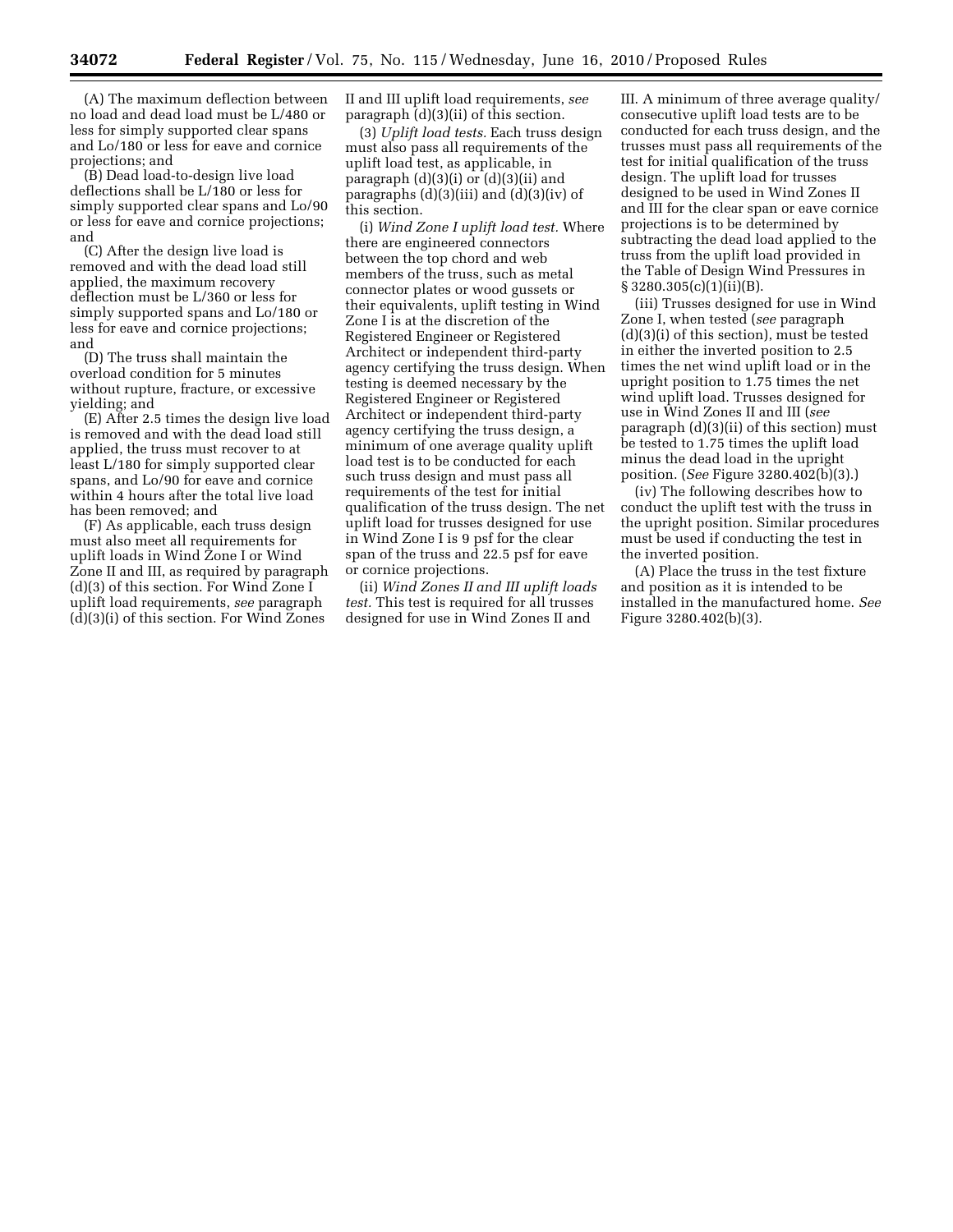(A) The maximum deflection between no load and dead load must be L/480 or less for simply supported clear spans and Lo/180 or less for eave and cornice projections; and

(B) Dead load-to-design live load deflections shall be L/180 or less for simply supported clear spans and Lo/90 or less for eave and cornice projections; and

(C) After the design live load is removed and with the dead load still applied, the maximum recovery deflection must be L/360 or less for simply supported spans and Lo/180 or less for eave and cornice projections; and

(D) The truss shall maintain the overload condition for 5 minutes without rupture, fracture, or excessive yielding; and

(E) After 2.5 times the design live load is removed and with the dead load still applied, the truss must recover to at least L/180 for simply supported clear spans, and Lo/90 for eave and cornice within 4 hours after the total live load has been removed; and

(F) As applicable, each truss design must also meet all requirements for uplift loads in Wind Zone I or Wind Zone II and III, as required by paragraph (d)(3) of this section. For Wind Zone I uplift load requirements, *see* paragraph (d)(3)(i) of this section. For Wind Zones II and III uplift load requirements, *see* paragraph (d)(3)(ii) of this section.

(3) *Uplift load tests.* Each truss design must also pass all requirements of the uplift load test, as applicable, in paragraph (d)(3)(i) or (d)(3)(ii) and paragraphs (d)(3)(iii) and (d)(3)(iv) of this section.

(i) *Wind Zone I uplift load test.* Where there are engineered connectors between the top chord and web members of the truss, such as metal connector plates or wood gussets or their equivalents, uplift testing in Wind Zone I is at the discretion of the Registered Engineer or Registered Architect or independent third-party agency certifying the truss design. When testing is deemed necessary by the Registered Engineer or Registered Architect or independent third-party agency certifying the truss design, a minimum of one average quality uplift load test is to be conducted for each such truss design and must pass all requirements of the test for initial qualification of the truss design. The net uplift load for trusses designed for use in Wind Zone I is 9 psf for the clear span of the truss and 22.5 psf for eave or cornice projections.

(ii) *Wind Zones II and III uplift loads test.* This test is required for all trusses designed for use in Wind Zones II and III. A minimum of three average quality/consecutive uplift load tests are to be conducted for each truss design, and the trusses must pass all requirements of the test for initial qualification of the truss design. The uplift load for trusses designed to be used in Wind Zones II and III for the clear span or eave cornice projections is to be determined by subtracting the dead load applied to the truss from the uplift load provided in the Table of Design Wind Pressures in § 3280.305(c)(1)(ii)(B).

(iii) Trusses designed for use in Wind Zone I, when tested (*see* paragraph (d)(3)(i) of this section), must be tested in either the inverted position to 2.5 times the net wind uplift load or in the upright position to 1.75 times the net wind uplift load. Trusses designed for use in Wind Zones II and III (*see* paragraph (d)(3)(ii) of this section) must be tested to 1.75 times the uplift load minus the dead load in the upright position. (*See* Figure 3280.402(b)(3).)

(iv) The following describes how to conduct the uplift test with the truss in the upright position. Similar procedures must be used if conducting the test in the inverted position.

(A) Place the truss in the test fixture and position as it is intended to be installed in the manufactured home. *See* Figure 3280.402(b)(3).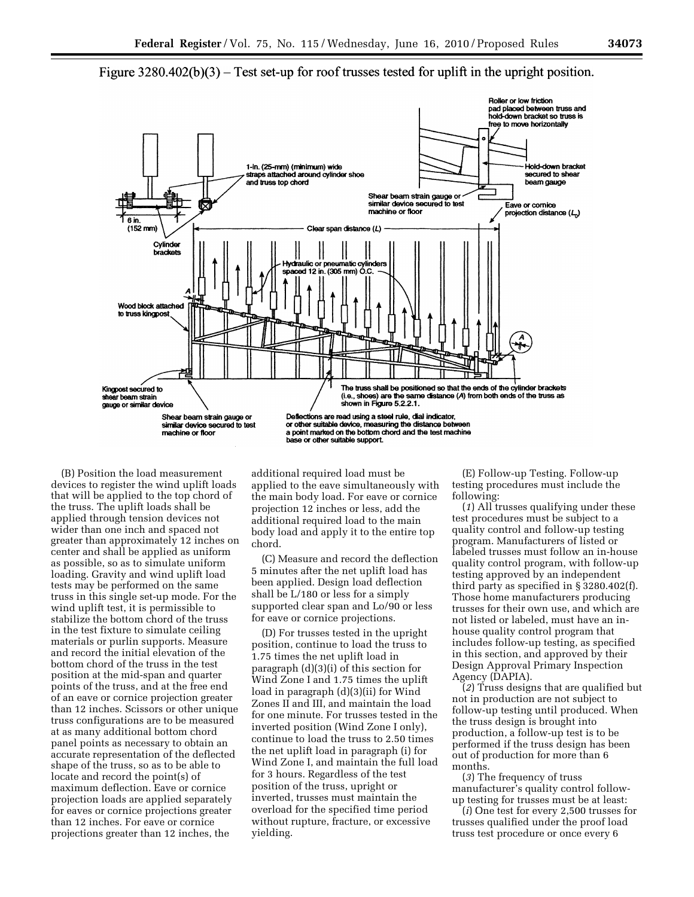Figure 3280.402(b)(3) – Test set-up for roof trusses tested for uplift in the upright position.

(B) Position the load measurement devices to register the wind uplift loads that will be applied to the top chord of the truss. The uplift loads shall be applied through tension devices not wider than one inch and spaced not greater than approximately 12 inches on center and shall be applied as uniform as possible, so as to simulate uniform loading. Gravity and wind uplift load tests may be performed on the same truss in this single set-up mode. For the wind uplift test, it is permissible to stabilize the bottom chord of the truss in the test fixture to simulate ceiling materials or purlin supports. Measure and record the initial elevation of the bottom chord of the truss in the test position at the mid-span and quarter points of the truss, and at the free end of an eave or cornice projection greater than 12 inches. Scissors or other unique truss configurations are to be measured at as many additional bottom chord panel points as necessary to obtain an accurate representation of the deflected shape of the truss, so as to be able to locate and record the point(s) of maximum deflection. Eave or cornice projection loads are applied separately for eaves or cornice projections greater than 12 inches. For eave or cornice projections greater than 12 inches, the additional required load must be applied to the eave simultaneously with the main body load. For eave or cornice projection 12 inches or less, add the additional required load to the main body load and apply it to the entire top chord.

(C) Measure and record the deflection 5 minutes after the net uplift load has been applied. Design load deflection shall be L/180 or less for a simply supported clear span and Lo/90 or less for eave or cornice projections.

(D) For trusses tested in the upright position, continue to load the truss to 1.75 times the net uplift load in paragraph (d)(3)(i) of this section for Wind Zone I and 1.75 times the uplift load in paragraph (d)(3)(ii) for Wind Zones II and III, and maintain the load for one minute. For trusses tested in the inverted position (Wind Zone I only), continue to load the truss to 2.50 times the net uplift load in paragraph (i) for Wind Zone I, and maintain the full load for 3 hours. Regardless of the test position of the truss, upright or inverted, trusses must maintain the overload for the specified time period without rupture, fracture, or excessive yielding.

(E) Follow-up Testing. Follow-up testing procedures must include the following:

(*1*) All trusses qualifying under these test procedures must be subject to a quality control and follow-up testing program. Manufacturers of listed or labeled trusses must follow an in-house quality control program, with follow-up testing approved by an independent third party as specified in § 3280.402(f). Those home manufacturers producing trusses for their own use, and which are not listed or labeled, must have an in-house quality control program that includes follow-up testing, as specified in this section, and approved by their Design Approval Primary Inspection Agency (DAPIA).

(*2*) Truss designs that are qualified but not in production are not subject to follow-up testing until produced. When the truss design is brought into production, a follow-up test is to be performed if the truss design has been out of production for more than 6 months.

(*3*) The frequency of truss manufacturer's quality control follow-up testing for trusses must be at least:

(*i*) One test for every 2,500 trusses for trusses qualified under the proof load truss test procedure or once every 6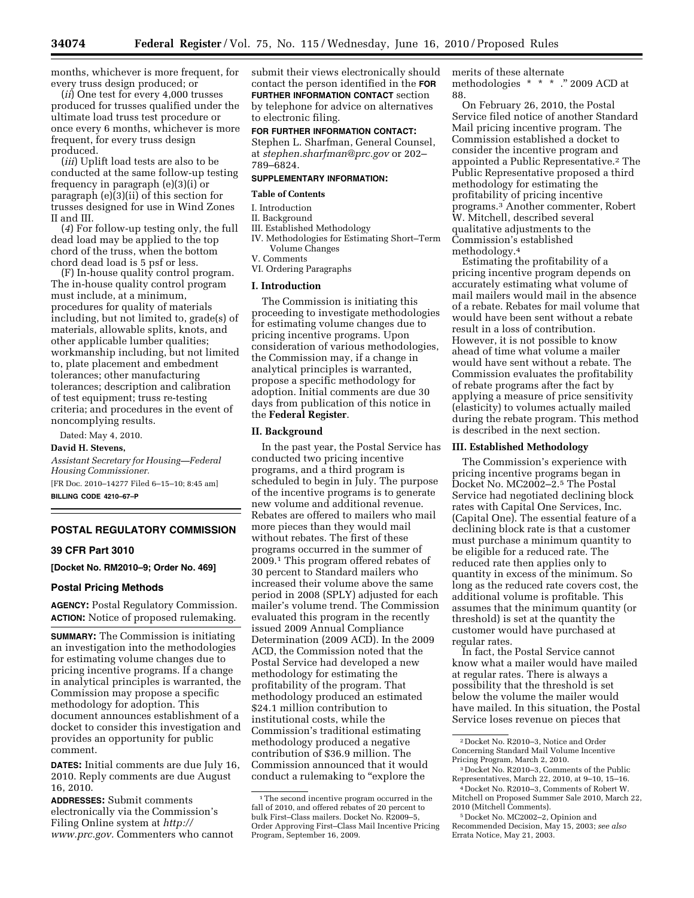months, whichever is more frequent, for every truss design produced; or

(*ii*) One test for every 4,000 trusses produced for trusses qualified under the ultimate load truss test procedure or once every 6 months, whichever is more frequent, for every truss design produced.

(*iii*) Uplift load tests are also to be conducted at the same follow-up testing frequency in paragraph (e)(3)(i) or paragraph (e)(3)(ii) of this section for trusses designed for use in Wind Zones II and III.

(*4*) For follow-up testing only, the full dead load may be applied to the top chord of the truss, when the bottom chord dead load is 5 psf or less.

(F) In-house quality control program. The in-house quality control program must include, at a minimum, procedures for quality of materials including, but not limited to, grade(s) of materials, allowable splits, knots, and other applicable lumber qualities; workmanship including, but not limited to, plate placement and embedment tolerances; other manufacturing tolerances; description and calibration of test equipment; truss re-testing criteria; and procedures in the event of noncomplying results.

Dated: May 4, 2010.

**David H. Stevens,**

*Assistant Secretary for Housing—Federal Housing Commissioner.*

[FR Doc. 2010–14277 Filed 6–15–10; 8:45 am]

**BILLING CODE 4210–67–P**

## POSTAL REGULATORY COMMISSION

### 39 CFR Part 3010

**[Docket No. RM2010–9; Order No. 469]**

### Postal Pricing Methods

**AGENCY:** Postal Regulatory Commission.

**ACTION:** Notice of proposed rulemaking.

**SUMMARY:** The Commission is initiating an investigation into the methodologies for estimating volume changes due to pricing incentive programs. If a change in analytical principles is warranted, the Commission may propose a specific methodology for adoption. This document announces establishment of a docket to consider this investigation and provides an opportunity for public comment.

**DATES:** Initial comments are due July 16, 2010. Reply comments are due August 16, 2010.

**ADDRESSES:** Submit comments electronically via the Commission's Filing Online system at *http://www.prc.gov*. Commenters who cannot submit their views electronically should contact the person identified in the **FOR FURTHER INFORMATION CONTACT** section by telephone for advice on alternatives to electronic filing.

**FOR FURTHER INFORMATION CONTACT:** Stephen L. Sharfman, General Counsel, at *stephen.sharfman@prc.gov* or 202–789–6824.

**SUPPLEMENTARY INFORMATION:**

**Table of Contents**

I. Introduction
II. Background
III. Established Methodology
IV. Methodologies for Estimating Short–Term Volume Changes
V. Comments
VI. Ordering Paragraphs

#### I. Introduction

The Commission is initiating this proceeding to investigate methodologies for estimating volume changes due to pricing incentive programs. Upon consideration of various methodologies, the Commission may, if a change in analytical principles is warranted, propose a specific methodology for adoption. Initial comments are due 30 days from publication of this notice in the **Federal Register**.

#### II. Background

In the past year, the Postal Service has conducted two pricing incentive programs, and a third program is scheduled to begin in July. The purpose of the incentive programs is to generate new volume and additional revenue. Rebates are offered to mailers who mail more pieces than they would mail without rebates. The first of these programs occurred in the summer of 2009.[1] This program offered rebates of 30 percent to Standard mailers who increased their volume above the same period in 2008 (SPLY) adjusted for each mailer's volume trend. The Commission evaluated this program in the recently issued 2009 Annual Compliance Determination (2009 ACD). In the 2009 ACD, the Commission noted that the Postal Service had developed a new methodology for estimating the profitability of the program. That methodology produced an estimated $24.1 million contribution to institutional costs, while the Commission's traditional estimating methodology produced a negative contribution of $36.9 million. The Commission announced that it would conduct a rulemaking to "explore the merits of these alternate methodologies * * * ." 2009 ACD at 88.

On February 26, 2010, the Postal Service filed notice of another Standard Mail pricing incentive program. The Commission established a docket to consider the incentive program and appointed a Public Representative.[2] The Public Representative proposed a third methodology for estimating the profitability of pricing incentive programs.[3] Another commenter, Robert W. Mitchell, described several qualitative adjustments to the Commission's established methodology.[4]

Estimating the profitability of a pricing incentive program depends on accurately estimating what volume of mail mailers would mail in the absence of a rebate. Rebates for mail volume that would have been sent without a rebate result in a loss of contribution. However, it is not possible to know ahead of time what volume a mailer would have sent without a rebate. The Commission evaluates the profitability of rebate programs after the fact by applying a measure of price sensitivity (elasticity) to volumes actually mailed during the rebate program. This method is described in the next section.

#### III. Established Methodology

The Commission's experience with pricing incentive programs began in Docket No. MC2002–2.[5] The Postal Service had negotiated declining block rates with Capital One Services, Inc. (Capital One). The essential feature of a declining block rate is that a customer must purchase a minimum quantity to be eligible for a reduced rate. The reduced rate then applies only to quantity in excess of the minimum. So long as the reduced rate covers cost, the additional volume is profitable. This assumes that the minimum quantity (or threshold) is set at the quantity the customer would have purchased at regular rates.

In fact, the Postal Service cannot know what a mailer would have mailed at regular rates. There is always a possibility that the threshold is set below the volume the mailer would have mailed. In this situation, the Postal Service loses revenue on pieces that

---

[1] The second incentive program occurred in the fall of 2010, and offered rebates of 20 percent to bulk First–Class mailers. Docket No. R2009–5, Order Approving First–Class Mail Incentive Pricing Program, September 16, 2009.

[2] Docket No. R2010–3, Notice and Order Concerning Standard Mail Volume Incentive Pricing Program, March 2, 2010.

[3] Docket No. R2010–3, Comments of the Public Representatives, March 22, 2010, at 9–10, 15–16.

[4] Docket No. R2010–3, Comments of Robert W. Mitchell on Proposed Summer Sale 2010, March 22, 2010 (Mitchell Comments).

[5] Docket No. MC2002–2, Opinion and Recommended Decision, May 15, 2003; *see also* Errata Notice, May 21, 2003.